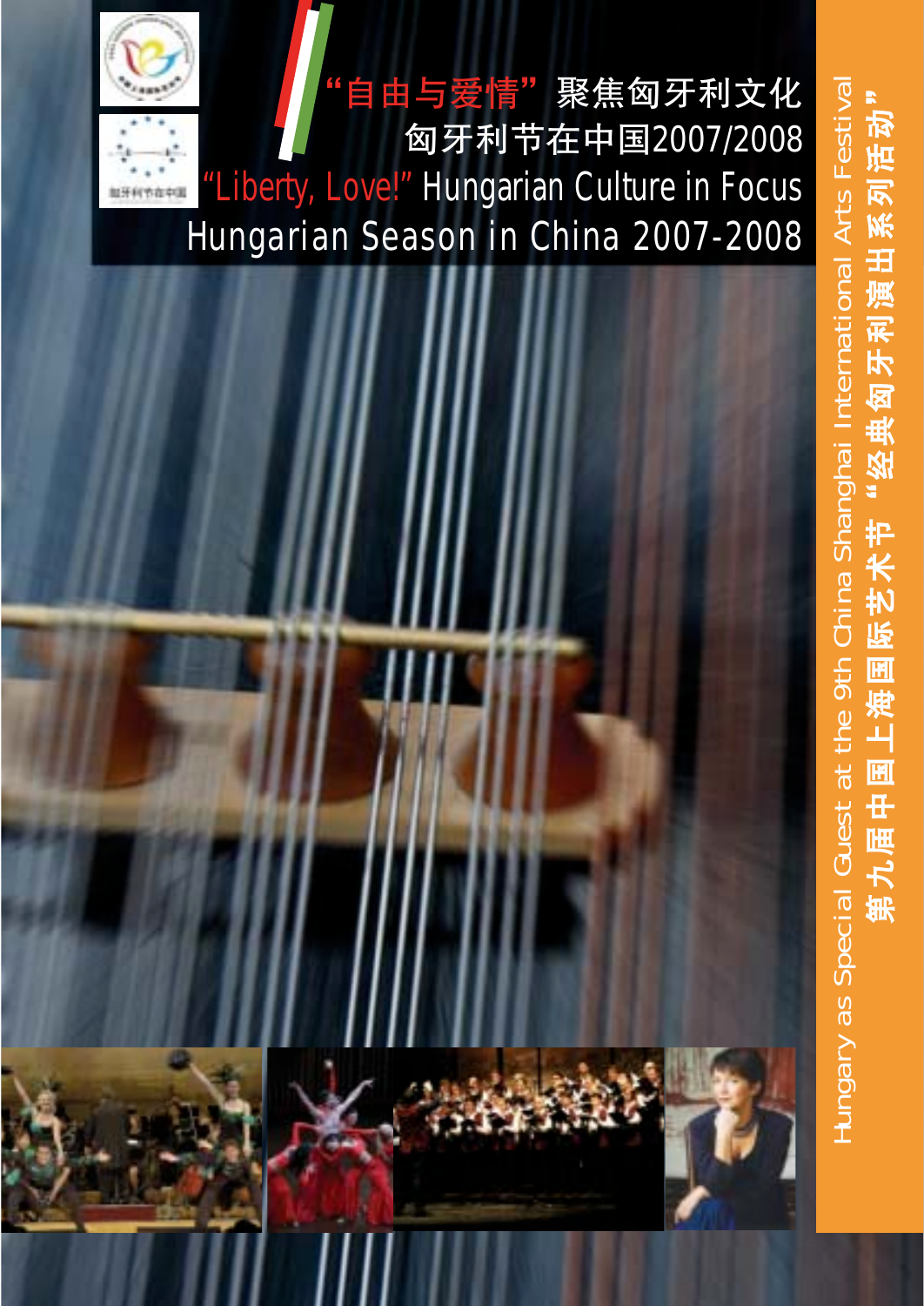# "自由与爱情"聚焦匈牙利文化

## 匈牙利节在中国2007/2008

# "Liberty, Love!" Hungarian Culture in Focus

## Hungarian Season in China 2007-2008

Hungary as Special Guest at the 9th China Shanghai International Arts Festival

第九届中国上海国际艺术节"经典匈牙利演出系列活动"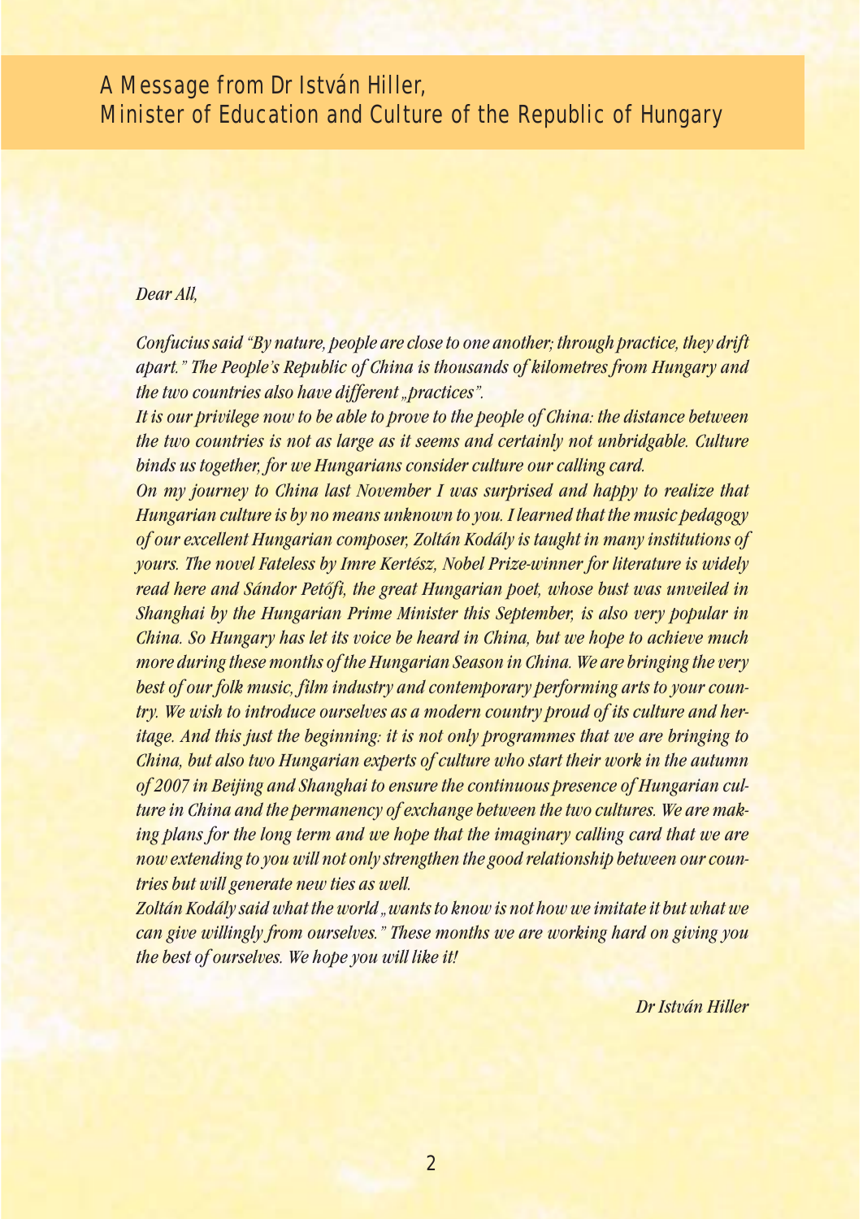# A Message from Dr István Hiller, Minister of Education and Culture of the Republic of Hungary

*Dear All,*

*Confucius said "By nature, people are close to one another; through practice, they drift apart." The People's Republic of China is thousands of kilometres from Hungary and the two countries also have different „practices".*

*It is our privilege now to be able to prove to the people of China: the distance between the two countries is not as large as it seems and certainly not unbridgable. Culture binds us together, for we Hungarians consider culture our calling card.*

*On my journey to China last November I was surprised and happy to realize that Hungarian culture is by no means unknown to you. I learned that the music pedagogy of our excellent Hungarian composer, Zoltán Kodály is taught in many institutions of yours. The novel Fateless by Imre Kertész, Nobel Prize-winner for literature is widely read here and Sándor Petőfi, the great Hungarian poet, whose bust was unveiled in Shanghai by the Hungarian Prime Minister this September, is also very popular in China. So Hungary has let its voice be heard in China, but we hope to achieve much more during these months of the Hungarian Season in China. We are bringing the very best of our folk music, film industry and contemporary performing arts to your country. We wish to introduce ourselves as a modern country proud of its culture and heritage. And this just the beginning: it is not only programmes that we are bringing to China, but also two Hungarian experts of culture who start their work in the autumn of 2007 in Beijing and Shanghai to ensure the continuous presence of Hungarian culture in China and the permanency of exchange between the two cultures. We are making plans for the long term and we hope that the imaginary calling card that we are now extending to you will not only strengthen the good relationship between our countries but will generate new ties as well.*

*Zoltán Kodály said what the world „wants to know is not how we imitate it but what we can give willingly from ourselves." These months we are working hard on giving you the best of ourselves. We hope you will like it!*

*Dr István Hiller*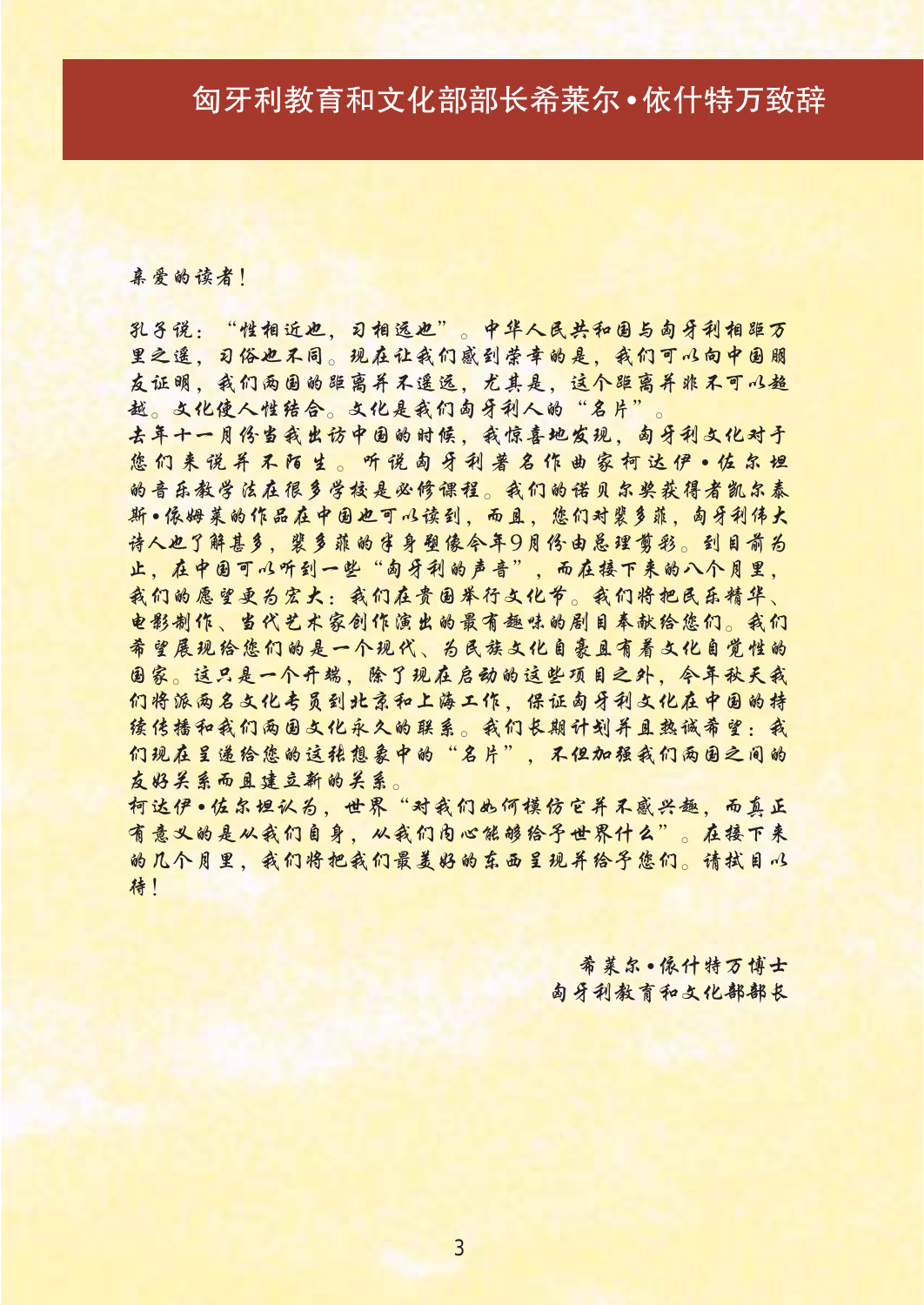# 匈牙利教育和文化部部长希莱尔•依什特万致辞

亲爱的读者！

孔子说："性相近也，习相远也"。中华人民共和国与匈牙利相距万里之遥，习俗也不同。现在让我们感到荣幸的是，我们可以向中国朋友证明，我们两国的距离并不遥远，尤其是，这个距离并非不可以超越。文化使人性结合。文化是我们匈牙利人的"名片"。

去年十一月份当我出访中国的时候，我惊喜地发现，匈牙利文化对于您们来说并不陌生。听说匈牙利著名作曲家柯达伊•佐尔坦的音乐教学法在很多学校是必修课程。我们的诺贝尔奖获得者凯尔泰斯•依姆莱的作品在中国也可以读到，而且，您们对裴多菲，匈牙利伟大诗人也了解甚多，裴多菲的半身塑像今年9月份由总理剪彩。到目前为止，在中国可以听到一些"匈牙利的声音"，而在接下来的八个月里，我们的愿望更为宏大：我们在贵国举行文化节。我们将把民乐精华、电影制作、当代艺术家创作演出的最有趣味的剧目奉献给您们。我们希望展现给您们的是一个现代、为民族文化自豪且有着文化自觉性的国家。这只是一个开端，除了现在启动的这些项目之外，今年秋天我们将派两名文化专员到北京和上海工作，保证匈牙利文化在中国的持续传播和我们两国文化永久的联系。我们长期计划并且热诚希望：我们现在呈递给您的这张想象中的"名片"，不但加强我们两国之间的友好关系而且建立新的关系。

柯达伊•佐尔坦认为，世界"对我们如何模仿它并不感兴趣，而真正有意义的是从我们自身，从我们内心能够给予世界什么"。在接下来的几个月里，我们将把我们最美好的东西呈现并给予您们。请拭目以待！

希莱尔•依什特万博士
匈牙利教育和文化部部长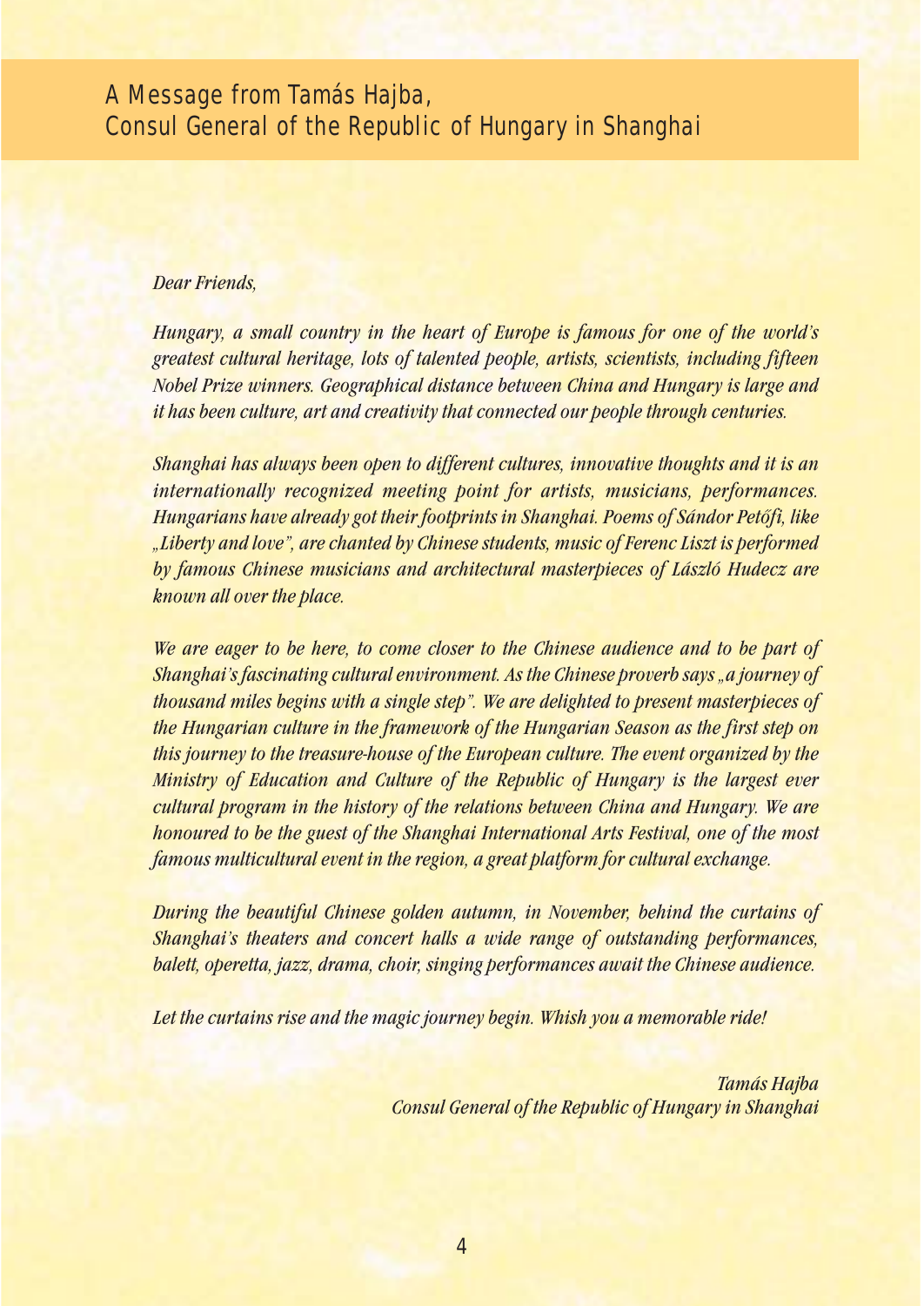# A Message from Tamás Hajba, Consul General of the Republic of Hungary in Shanghai

*Dear Friends,*

*Hungary, a small country in the heart of Europe is famous for one of the world's greatest cultural heritage, lots of talented people, artists, scientists, including fifteen Nobel Prize winners. Geographical distance between China and Hungary is large and it has been culture, art and creativity that connected our people through centuries.*

*Shanghai has always been open to different cultures, innovative thoughts and it is an internationally recognized meeting point for artists, musicians, performances. Hungarians have already got their footprints in Shanghai. Poems of Sándor Petőfi, like „Liberty and love", are chanted by Chinese students, music of Ferenc Liszt is performed by famous Chinese musicians and architectural masterpieces of László Hudecz are known all over the place.*

*We are eager to be here, to come closer to the Chinese audience and to be part of Shanghai's fascinating cultural environment. As the Chinese proverb says „a journey of thousand miles begins with a single step". We are delighted to present masterpieces of the Hungarian culture in the framework of the Hungarian Season as the first step on this journey to the treasure-house of the European culture. The event organized by the Ministry of Education and Culture of the Republic of Hungary is the largest ever cultural program in the history of the relations between China and Hungary. We are honoured to be the guest of the Shanghai International Arts Festival, one of the most famous multicultural event in the region, a great platform for cultural exchange.*

*During the beautiful Chinese golden autumn, in November, behind the curtains of Shanghai's theaters and concert halls a wide range of outstanding performances, balett, operetta, jazz, drama, choir, singing performances await the Chinese audience.*

*Let the curtains rise and the magic journey begin. Whish you a memorable ride!*

*Tamás Hajba*
*Consul General of the Republic of Hungary in Shanghai*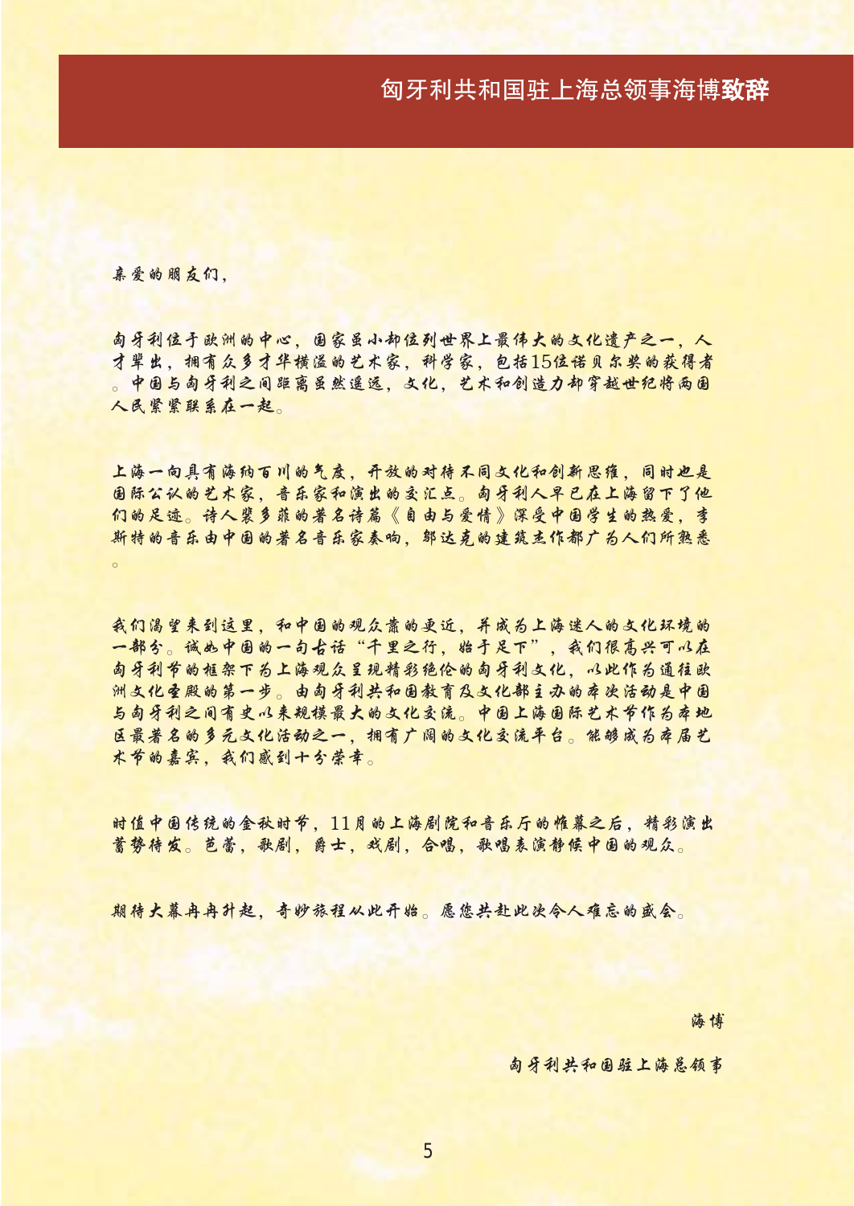# 匈牙利共和国驻上海总领事海博致辞

亲爱的朋友们，

匈牙利位于欧洲的中心，国家虽小却位列世界上最伟大的文化遗产之一，人才辈出，拥有众多才华横溢的艺术家，科学家，包括15位诺贝尔奖的获得者。中国与匈牙利之间距离虽然遥远，文化，艺术和创造力却穿越世纪将两国人民紧紧联系在一起。

上海一向具有海纳百川的气度，开放的对待不同文化和创新思维，同时也是国际公认的艺术家，音乐家和演出的交汇点。匈牙利人早已在上海留下了他们的足迹。诗人裴多菲的著名诗篇《自由与爱情》深受中国学生的热爱，李斯特的音乐由中国的著名音乐家奏响，邬达克的建筑杰作都广为人们所熟悉。

我们渴望来到这里，和中国的观众靠的更近，并成为上海迷人的文化环境的一部分。诚如中国的一句古话"千里之行，始于足下"，我们很高兴可以在匈牙利节的框架下为上海观众呈现精彩绝伦的匈牙利文化，以此作为通往欧洲文化圣殿的第一步。由匈牙利共和国教育及文化部主办的本次活动是中国与匈牙利之间有史以来规模最大的文化交流。中国上海国际艺术节作为本地区最著名的多元文化活动之一，拥有广阔的文化交流平台。能够成为本届艺术节的嘉宾，我们感到十分荣幸。

时值中国传统的金秋时节，11月的上海剧院和音乐厅的帷幕之后，精彩演出蓄势待发。芭蕾，歌剧，爵士，戏剧，合唱，歌唱表演静候中国的观众。

期待大幕冉冉升起，奇妙旅程从此开始。愿您共赴此次令人难忘的盛会。

海博

匈牙利共和国驻上海总领事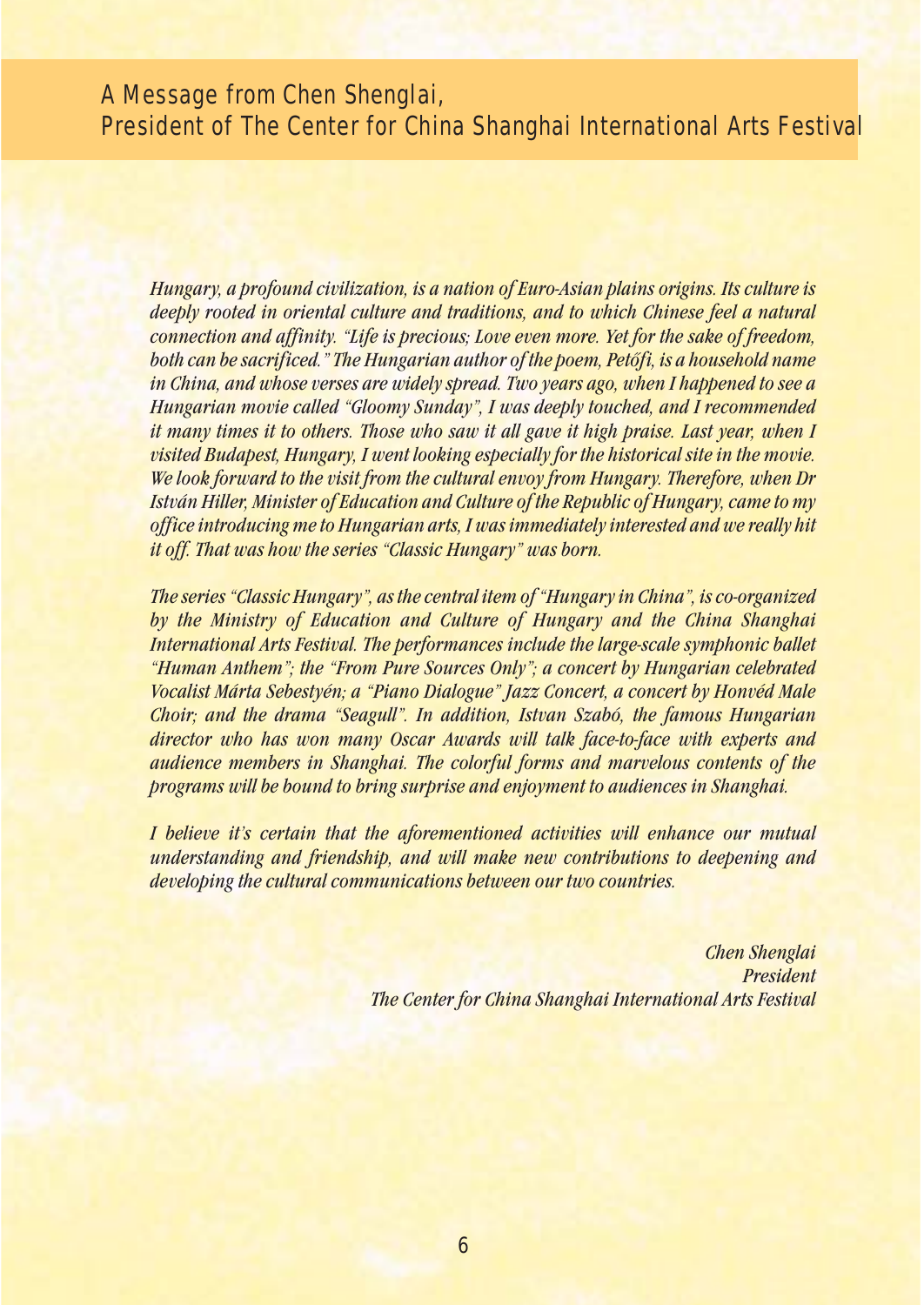# A Message from Chen Shenglai, President of The Center for China Shanghai International Arts Festival

*Hungary, a profound civilization, is a nation of Euro-Asian plains origins. Its culture is deeply rooted in oriental culture and traditions, and to which Chinese feel a natural connection and affinity. "Life is precious; Love even more. Yet for the sake of freedom, both can be sacrificed." The Hungarian author of the poem, Petőfi, is a household name in China, and whose verses are widely spread. Two years ago, when I happened to see a Hungarian movie called "Gloomy Sunday", I was deeply touched, and I recommended it many times it to others. Those who saw it all gave it high praise. Last year, when I visited Budapest, Hungary, I went looking especially for the historical site in the movie. We look forward to the visit from the cultural envoy from Hungary. Therefore, when Dr István Hiller, Minister of Education and Culture of the Republic of Hungary, came to my office introducing me to Hungarian arts, I was immediately interested and we really hit it off. That was how the series "Classic Hungary" was born.*

*The series "Classic Hungary", as the central item of "Hungary in China", is co-organized by the Ministry of Education and Culture of Hungary and the China Shanghai International Arts Festival. The performances include the large-scale symphonic ballet "Human Anthem"; the "From Pure Sources Only"; a concert by Hungarian celebrated Vocalist Márta Sebestyén; a "Piano Dialogue" Jazz Concert, a concert by Honvéd Male Choir; and the drama "Seagull". In addition, Istvan Szabó, the famous Hungarian director who has won many Oscar Awards will talk face-to-face with experts and audience members in Shanghai. The colorful forms and marvelous contents of the programs will be bound to bring surprise and enjoyment to audiences in Shanghai.*

*I believe it's certain that the aforementioned activities will enhance our mutual understanding and friendship, and will make new contributions to deepening and developing the cultural communications between our two countries.*

*Chen Shenglai*
*President*
*The Center for China Shanghai International Arts Festival*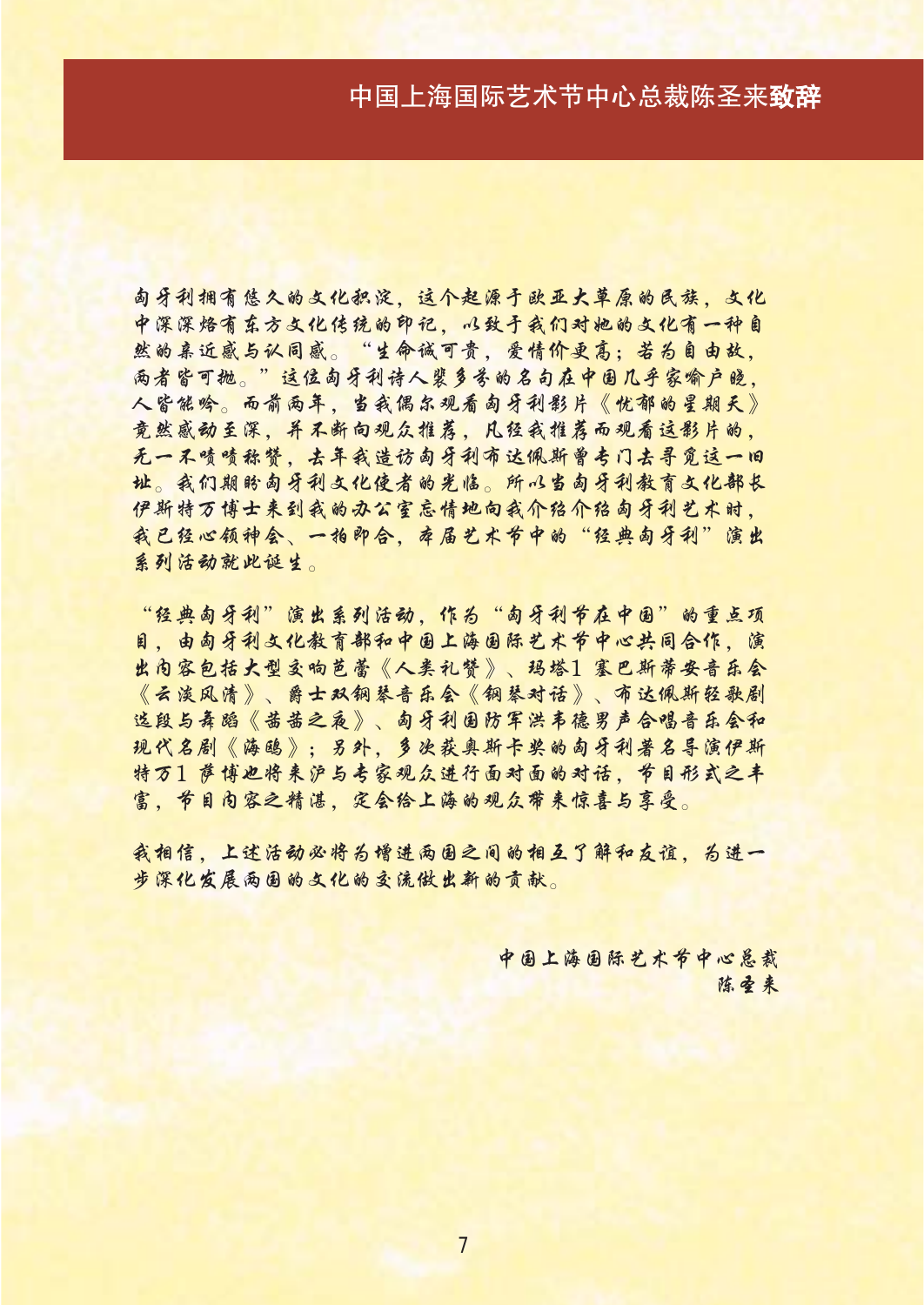# 中国上海国际艺术节中心总裁陈圣来**致辞**

匈牙利拥有悠久的文化积淀，这个起源于欧亚大草原的民族，文化中深深烙有东方文化传统的印记，以致于我们对她的文化有一种自然的亲近感与认同感。“生命诚可贵，爱情价更高；若为自由故，两者皆可抛。”这位匈牙利诗人裴多芬的名句在中国几乎家喻户晓，人皆能吟。而前两年，当我偶尔观看匈牙利影片《忧郁的星期天》竟然感动至深，并不断向观众推荐，凡经我推荐而观看这影片的，无一不啧啧称赞，去年我造访匈牙利布达佩斯曾专门去寻觅这一旧址。我们期盼匈牙利文化使者的光临。所以当匈牙利教育文化部长伊斯特万博士来到我的办公室忘情地向我介绍介绍匈牙利艺术时，我已经心领神会、一拍即合，本届艺术节中的“经典匈牙利”演出系列活动就此诞生。

“经典匈牙利”演出系列活动，作为“匈牙利节在中国”的重点项目，由匈牙利文化教育部和中国上海国际艺术节中心共同合作，演出内容包括大型交响芭蕾《人类礼赞》、玛塔1 塞巴斯蒂安音乐会《云淡风清》、爵士双钢琴音乐会《钢琴对话》、布达佩斯轻歌剧选段与舞蹈《茜茜之夜》、匈牙利国防军洪韦德男声合唱音乐会和现代名剧《海鸥》；另外，多次获奥斯卡奖的匈牙利著名导演伊斯特万1 萨博也将来沪与专家观众进行面对面的对话，节目形式之丰富，节目内容之精湛，定会给上海的观众带来惊喜与享受。

我相信，上述活动必将为增进两国之间的相互了解和友谊，为进一步深化发展两国的文化的交流做出新的贡献。

中国上海国际艺术节中心总裁
陈圣来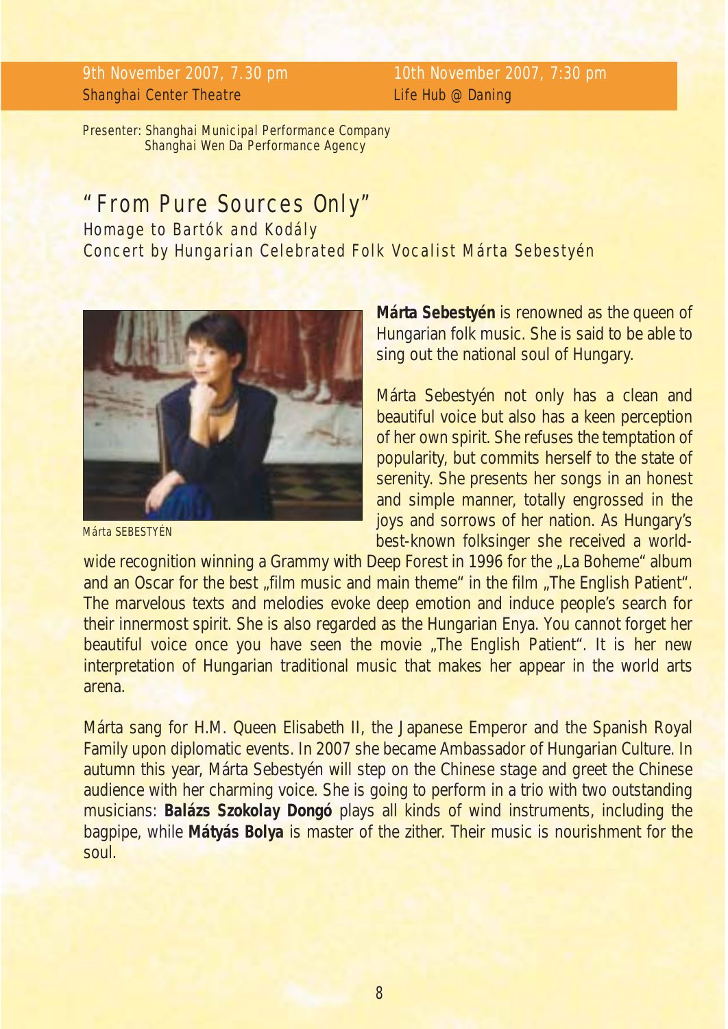9th November 2007, 7.30 pm
Shanghai Center Theatre

10th November 2007, 7:30 pm
Life Hub @ Daning

Presenter: Shanghai Municipal Performance Company
Shanghai Wen Da Performance Agency

# "From Pure Sources Only"

## Homage to Bartók and Kodály

### Concert by Hungarian Celebrated Folk Vocalist Márta Sebestyén

Márta SEBESTYÉN

**Márta Sebestyén** is renowned as the queen of Hungarian folk music. She is said to be able to sing out the national soul of Hungary.

Márta Sebestyén not only has a clean and beautiful voice but also has a keen perception of her own spirit. She refuses the temptation of popularity, but commits herself to the state of serenity. She presents her songs in an honest and simple manner, totally engrossed in the joys and sorrows of her nation. As Hungary's best-known folksinger she received a world-wide recognition winning a Grammy with Deep Forest in 1996 for the „La Boheme" album and an Oscar for the best „film music and main theme" in the film „The English Patient". The marvelous texts and melodies evoke deep emotion and induce people's search for their innermost spirit. She is also regarded as the Hungarian Enya. You cannot forget her beautiful voice once you have seen the movie „The English Patient". It is her new interpretation of Hungarian traditional music that makes her appear in the world arts arena.

Márta sang for H.M. Queen Elisabeth II, the Japanese Emperor and the Spanish Royal Family upon diplomatic events. In 2007 she became Ambassador of Hungarian Culture. In autumn this year, Márta Sebestyén will step on the Chinese stage and greet the Chinese audience with her charming voice. She is going to perform in a trio with two outstanding musicians: **Balázs Szokolay Dongó** plays all kinds of wind instruments, including the bagpipe, while **Mátyás Bolya** is master of the zither. Their music is nourishment for the soul.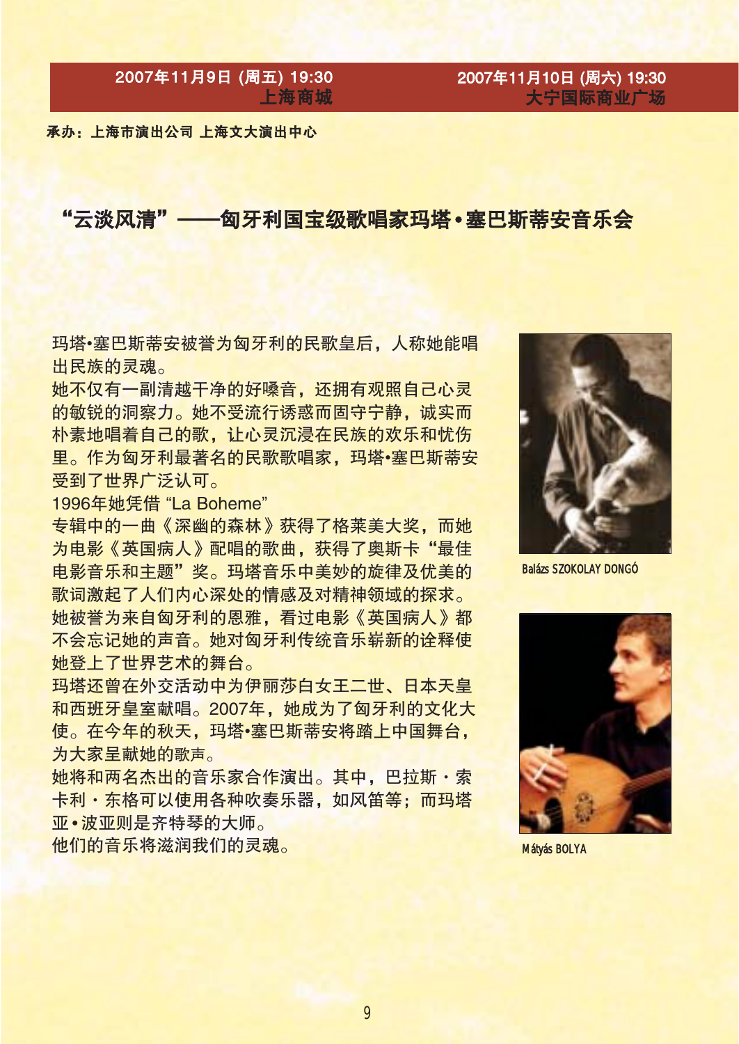**2007年11月9日 (周五) 19:30 上海商城**

**2007年11月10日 (周六) 19:30 大宁国际商业广场**

**承办：上海市演出公司 上海文大演出中心**

## "云淡风清"——匈牙利国宝级歌唱家玛塔•塞巴斯蒂安音乐会

玛塔•塞巴斯蒂安被誉为匈牙利的民歌皇后，人称她能唱出民族的灵魂。

她不仅有一副清越干净的好嗓音，还拥有观照自己心灵的敏锐的洞察力。她不受流行诱惑而固守宁静，诚实而朴素地唱着自己的歌，让心灵沉浸在民族的欢乐和忧伤里。作为匈牙利最著名的民歌歌唱家，玛塔•塞巴斯蒂安受到了世界广泛认可。

1996年她凭借 "La Boheme"

专辑中的一曲《深幽的森林》获得了格莱美大奖，而她为电影《英国病人》配唱的歌曲，获得了奥斯卡"最佳电影音乐和主题"奖。玛塔音乐中美妙的旋律及优美的歌词激起了人们内心深处的情感及对精神领域的探求。她被誉为来自匈牙利的恩雅，看过电影《英国病人》都不会忘记她的声音。她对匈牙利传统音乐崭新的诠释使她登上了世界艺术的舞台。

玛塔还曾在外交活动中为伊丽莎白女王二世、日本天皇和西班牙皇室献唱。2007年，她成为了匈牙利的文化大使。在今年的秋天，玛塔•塞巴斯蒂安将踏上中国舞台，为大家呈献她的歌声。

她将和两名杰出的音乐家合作演出。其中，巴拉斯・索卡利・东格可以使用各种吹奏乐器，如风笛等；而玛塔亚•波亚则是齐特琴的大师。

他们的音乐将滋润我们的灵魂。

Balázs SZOKOLAY DONGÓ

Mátyás BOLYA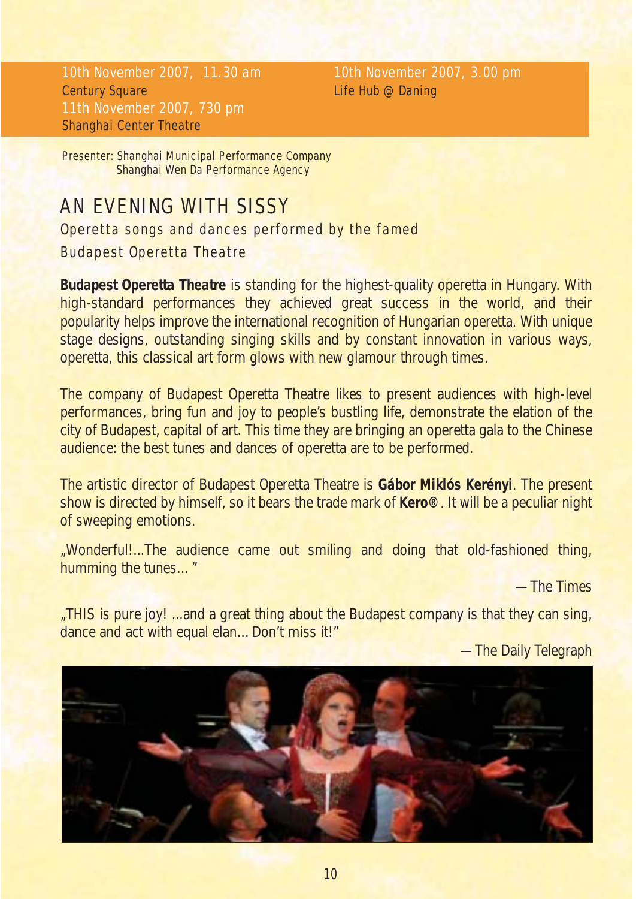10th November 2007, 11.30 am
Century Square
11th November 2007, 730 pm
Shanghai Center Theatre

10th November 2007, 3.00 pm
Life Hub @ Daning

Presenter: Shanghai Municipal Performance Company
Shanghai Wen Da Performance Agency

# AN EVENING WITH SISSY

## Operetta songs and dances performed by the famed Budapest Operetta Theatre

**Budapest Operetta Theatre** is standing for the highest-quality operetta in Hungary. With high-standard performances they achieved great success in the world, and their popularity helps improve the international recognition of Hungarian operetta. With unique stage designs, outstanding singing skills and by constant innovation in various ways, operetta, this classical art form glows with new glamour through times.

The company of Budapest Operetta Theatre likes to present audiences with high-level performances, bring fun and joy to people's bustling life, demonstrate the elation of the city of Budapest, capital of art. This time they are bringing an operetta gala to the Chinese audience: the best tunes and dances of operetta are to be performed.

The artistic director of Budapest Operetta Theatre is **Gábor Miklós Kerényi**. The present show is directed by himself, so it bears the trade mark of **Kero®**. It will be a peculiar night of sweeping emotions.

„Wonderful!...The audience came out smiling and doing that old-fashioned thing, humming the tunes... "

— The Times

„THIS is pure joy! ...and a great thing about the Budapest company is that they can sing, dance and act with equal elan... Don't miss it!"

— The Daily Telegraph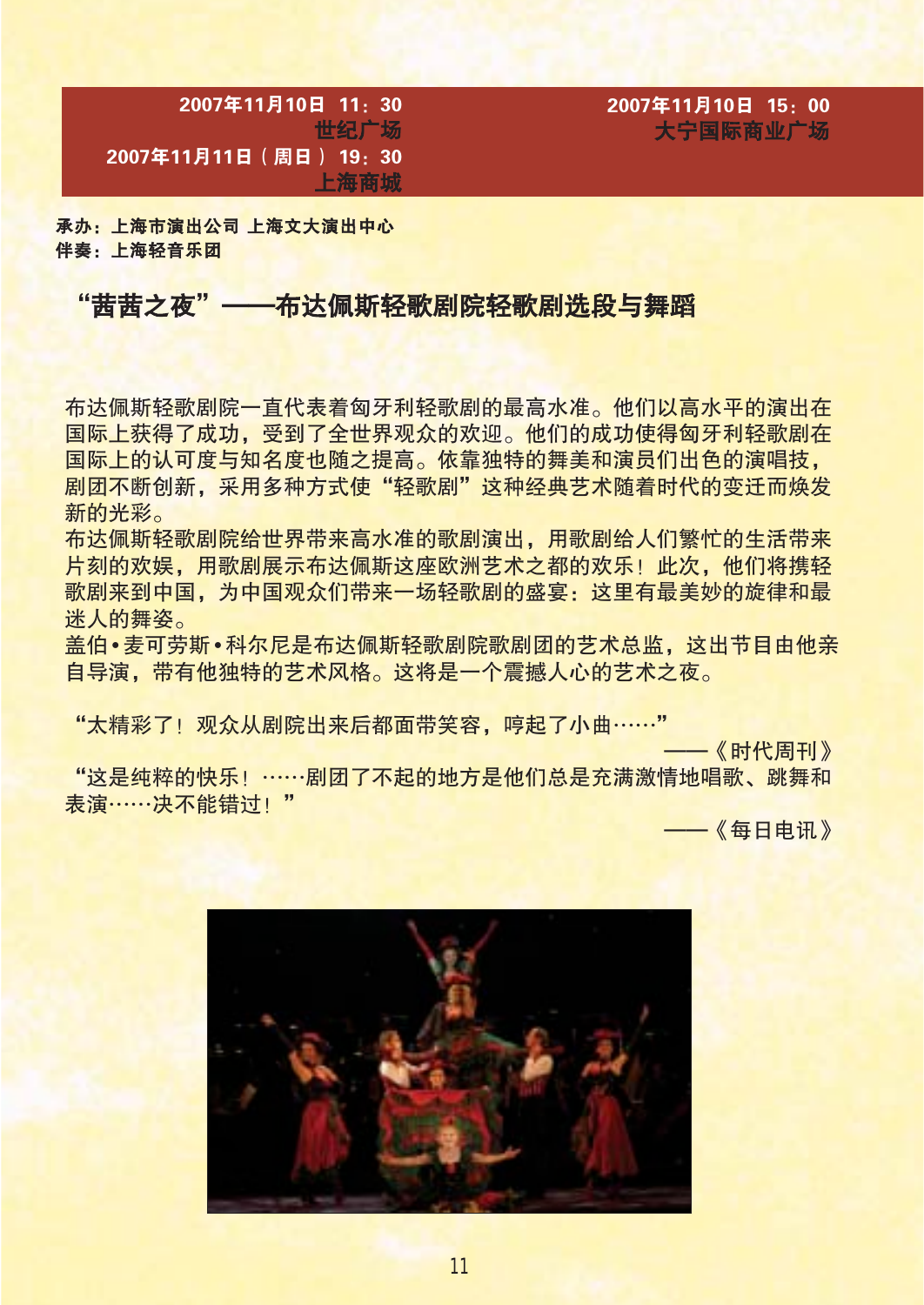2007年11月10日 11：30
世纪广场
2007年11月11日（周日）19：30
上海商城

2007年11月10日 15：00
大宁国际商业广场

承办：上海市演出公司 上海文大演出中心
伴奏：上海轻音乐团

## “茜茜之夜”——布达佩斯轻歌剧院轻歌剧选段与舞蹈

布达佩斯轻歌剧院一直代表着匈牙利轻歌剧的最高水准。他们以高水平的演出在国际上获得了成功，受到了全世界观众的欢迎。他们的成功使得匈牙利轻歌剧在国际上的认可度与知名度也随之提高。依靠独特的舞美和演员们出色的演唱技，剧团不断创新，采用多种方式使“轻歌剧”这种经典艺术随着时代的变迁而焕发新的光彩。

布达佩斯轻歌剧院给世界带来高水准的歌剧演出，用歌剧给人们繁忙的生活带来片刻的欢娱，用歌剧展示布达佩斯这座欧洲艺术之都的欢乐！此次，他们将携轻歌剧来到中国，为中国观众们带来一场轻歌剧的盛宴：这里有最美妙的旋律和最迷人的舞姿。

盖伯•麦可劳斯•科尔尼是布达佩斯轻歌剧院歌剧团的艺术总监，这出节目由他亲自导演，带有他独特的艺术风格。这将是一个震撼人心的艺术之夜。

“太精彩了！观众从剧院出来后都面带笑容，哼起了小曲……”

——《时代周刊》

“这是纯粹的快乐！……剧团了不起的地方是他们总是充满激情地唱歌、跳舞和表演……决不能错过！”

——《每日电讯》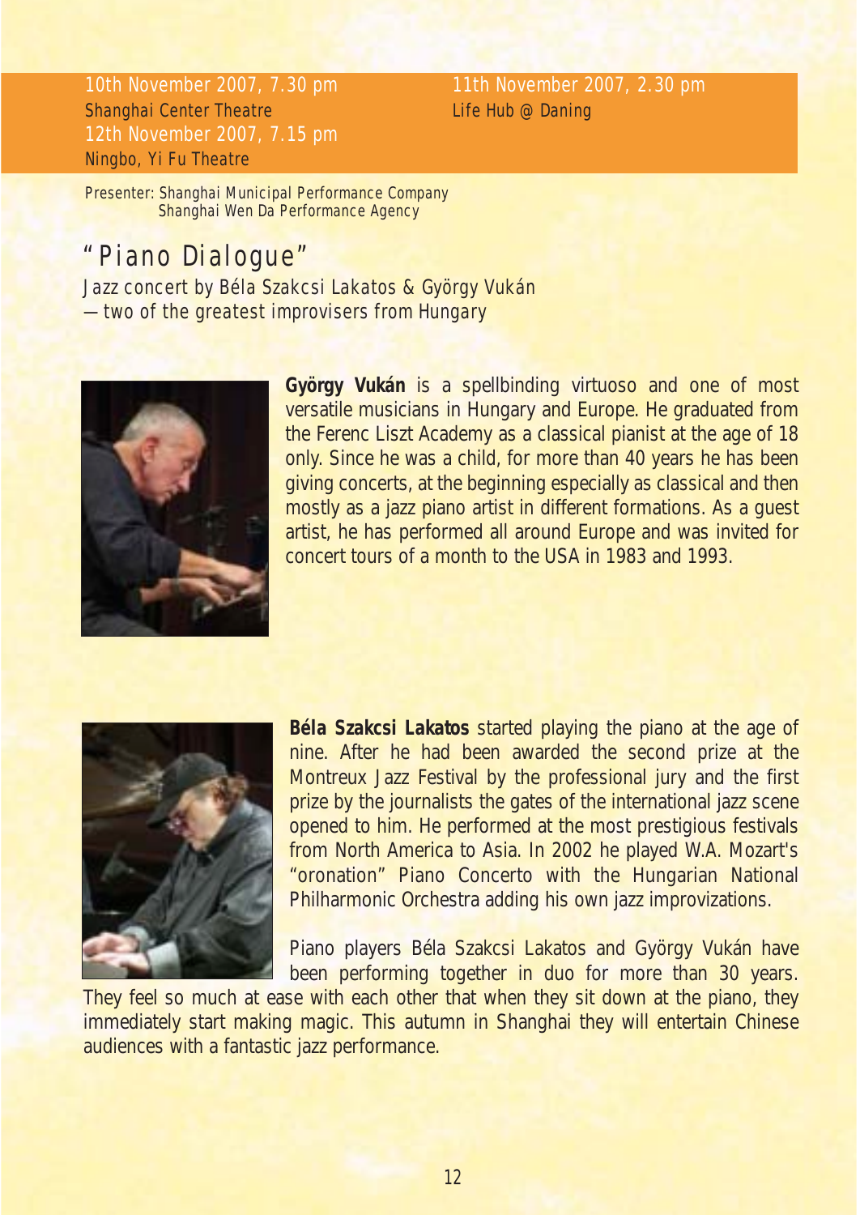10th November 2007, 7.30 pm
Shanghai Center Theatre
12th November 2007, 7.15 pm
Ningbo, Yi Fu Theatre

11th November 2007, 2.30 pm
Life Hub @ Daning

Presenter: Shanghai Municipal Performance Company
Shanghai Wen Da Performance Agency

# "Piano Dialogue"

Jazz concert by Béla Szakcsi Lakatos & György Vukán
— two of the greatest improvisers from Hungary

**György Vukán** is a spellbinding virtuoso and one of most versatile musicians in Hungary and Europe. He graduated from the Ferenc Liszt Academy as a classical pianist at the age of 18 only. Since he was a child, for more than 40 years he has been giving concerts, at the beginning especially as classical and then mostly as a jazz piano artist in different formations. As a guest artist, he has performed all around Europe and was invited for concert tours of a month to the USA in 1983 and 1993.

**Béla Szakcsi Lakatos** started playing the piano at the age of nine. After he had been awarded the second prize at the Montreux Jazz Festival by the professional jury and the first prize by the journalists the gates of the international jazz scene opened to him. He performed at the most prestigious festivals from North America to Asia. In 2002 he played W.A. Mozart's "oronation" Piano Concerto with the Hungarian National Philharmonic Orchestra adding his own jazz improvizations.

Piano players Béla Szakcsi Lakatos and György Vukán have been performing together in duo for more than 30 years. They feel so much at ease with each other that when they sit down at the piano, they immediately start making magic. This autumn in Shanghai they will entertain Chinese audiences with a fantastic jazz performance.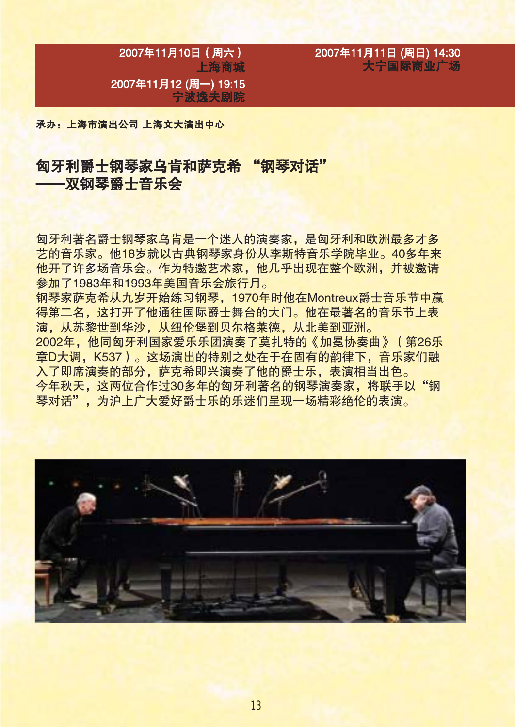2007年11月10日（周六）
上海商城

2007年11月12 (周一) 19:15
宁波逸夫剧院

2007年11月11日 (周日) 14:30
大宁国际商业广场

**承办：上海市演出公司 上海文大演出中心**

## 匈牙利爵士钢琴家乌肯和萨克希 “钢琴对话”
## ——双钢琴爵士音乐会

匈牙利著名爵士钢琴家乌肯是一个迷人的演奏家，是匈牙利和欧洲最多才多艺的音乐家。他18岁就以古典钢琴家身份从李斯特音乐学院毕业。40多年来他开了许多场音乐会。作为特邀艺术家，他几乎出现在整个欧洲，并被邀请参加了1983年和1993年美国音乐会旅行月。

钢琴家萨克希从九岁开始练习钢琴，1970年时他在Montreux爵士音乐节中赢得第二名，这打开了他通往国际爵士舞台的大门。他在最著名的音乐节上表演，从苏黎世到华沙，从纽伦堡到贝尔格莱德，从北美到亚洲。

2002年，他同匈牙利国家爱乐乐团演奏了莫扎特的《加冕协奏曲》（第26乐章D大调，K537）。这场演出的特别之处在于在固有的韵律下，音乐家们融入了即席演奏的部分，萨克希即兴演奏了他的爵士乐，表演相当出色。

今年秋天，这两位合作过30多年的匈牙利著名的钢琴演奏家，将联手以“钢琴对话”，为沪上广大爱好爵士乐的乐迷们呈现一场精彩绝伦的表演。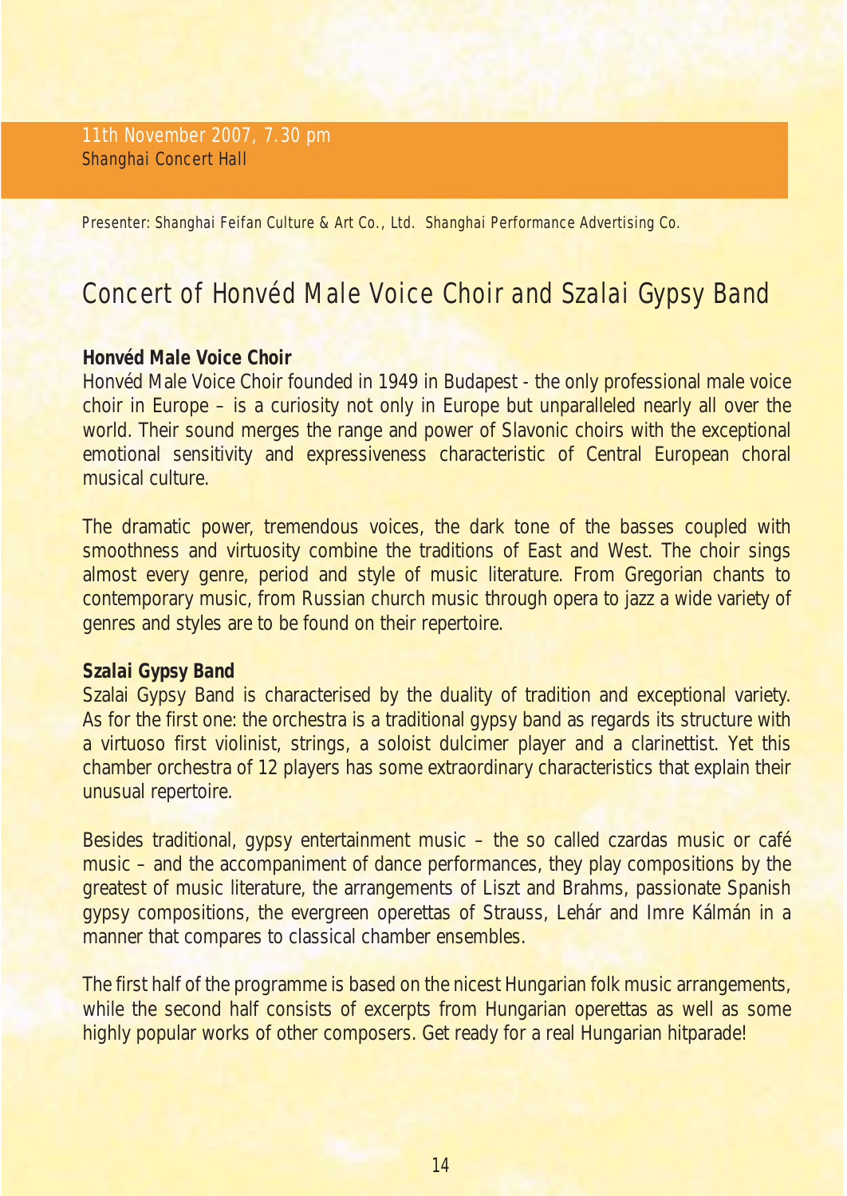11th November 2007, 7.30 pm
Shanghai Concert Hall

Presenter: Shanghai Feifan Culture & Art Co., Ltd. Shanghai Performance Advertising Co.

# Concert of Honvéd Male Voice Choir and Szalai Gypsy Band

**Honvéd Male Voice Choir**

Honvéd Male Voice Choir founded in 1949 in Budapest - the only professional male voice choir in Europe – is a curiosity not only in Europe but unparalleled nearly all over the world. Their sound merges the range and power of Slavonic choirs with the exceptional emotional sensitivity and expressiveness characteristic of Central European choral musical culture.

The dramatic power, tremendous voices, the dark tone of the basses coupled with smoothness and virtuosity combine the traditions of East and West. The choir sings almost every genre, period and style of music literature. From Gregorian chants to contemporary music, from Russian church music through opera to jazz a wide variety of genres and styles are to be found on their repertoire.

**Szalai Gypsy Band**

Szalai Gypsy Band is characterised by the duality of tradition and exceptional variety. As for the first one: the orchestra is a traditional gypsy band as regards its structure with a virtuoso first violinist, strings, a soloist dulcimer player and a clarinettist. Yet this chamber orchestra of 12 players has some extraordinary characteristics that explain their unusual repertoire.

Besides traditional, gypsy entertainment music – the so called czardas music or café music – and the accompaniment of dance performances, they play compositions by the greatest of music literature, the arrangements of Liszt and Brahms, passionate Spanish gypsy compositions, the evergreen operettas of Strauss, Lehár and Imre Kálmán in a manner that compares to classical chamber ensembles.

The first half of the programme is based on the nicest Hungarian folk music arrangements, while the second half consists of excerpts from Hungarian operettas as well as some highly popular works of other composers. Get ready for a real Hungarian hitparade!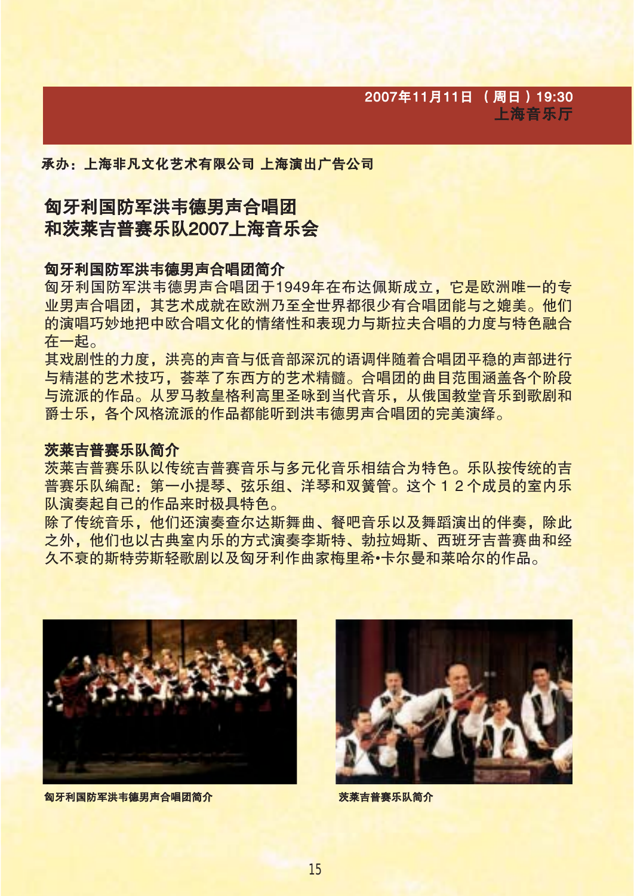2007年11月11日 （周日）19:30
上海音乐厅

**承办：上海非凡文化艺术有限公司 上海演出广告公司**

# 匈牙利国防军洪韦德男声合唱团和茨莱吉普赛乐队2007上海音乐会

## 匈牙利国防军洪韦德男声合唱团简介

匈牙利国防军洪韦德男声合唱团于1949年在布达佩斯成立，它是欧洲唯一的专业男声合唱团，其艺术成就在欧洲乃至全世界都很少有合唱团能与之媲美。他们的演唱巧妙地把中欧合唱文化的情绪性和表现力与斯拉夫合唱的力度与特色融合在一起。

其戏剧性的力度，洪亮的声音与低音部深沉的语调伴随着合唱团平稳的声部进行与精湛的艺术技巧，荟萃了东西方的艺术精髓。合唱团的曲目范围涵盖各个阶段与流派的作品。从罗马教皇格利高里圣咏到当代音乐，从俄国教堂音乐到歌剧和爵士乐，各个风格流派的作品都能听到洪韦德男声合唱团的完美演绎。

## 茨莱吉普赛乐队简介

茨莱吉普赛乐队以传统吉普赛音乐与多元化音乐相结合为特色。乐队按传统的吉普赛乐队编配：第一小提琴、弦乐组、洋琴和双簧管。这个１２个成员的室内乐队演奏起自己的作品来时极具特色。

除了传统音乐，他们还演奏查尔达斯舞曲、餐吧音乐以及舞蹈演出的伴奏，除此之外，他们也以古典室内乐的方式演奏李斯特、勃拉姆斯、西班牙吉普赛曲和经久不衰的斯特劳斯轻歌剧以及匈牙利作曲家梅里希•卡尔曼和莱哈尔的作品。

**匈牙利国防军洪韦德男声合唱团简介**

**茨莱吉普赛乐队简介**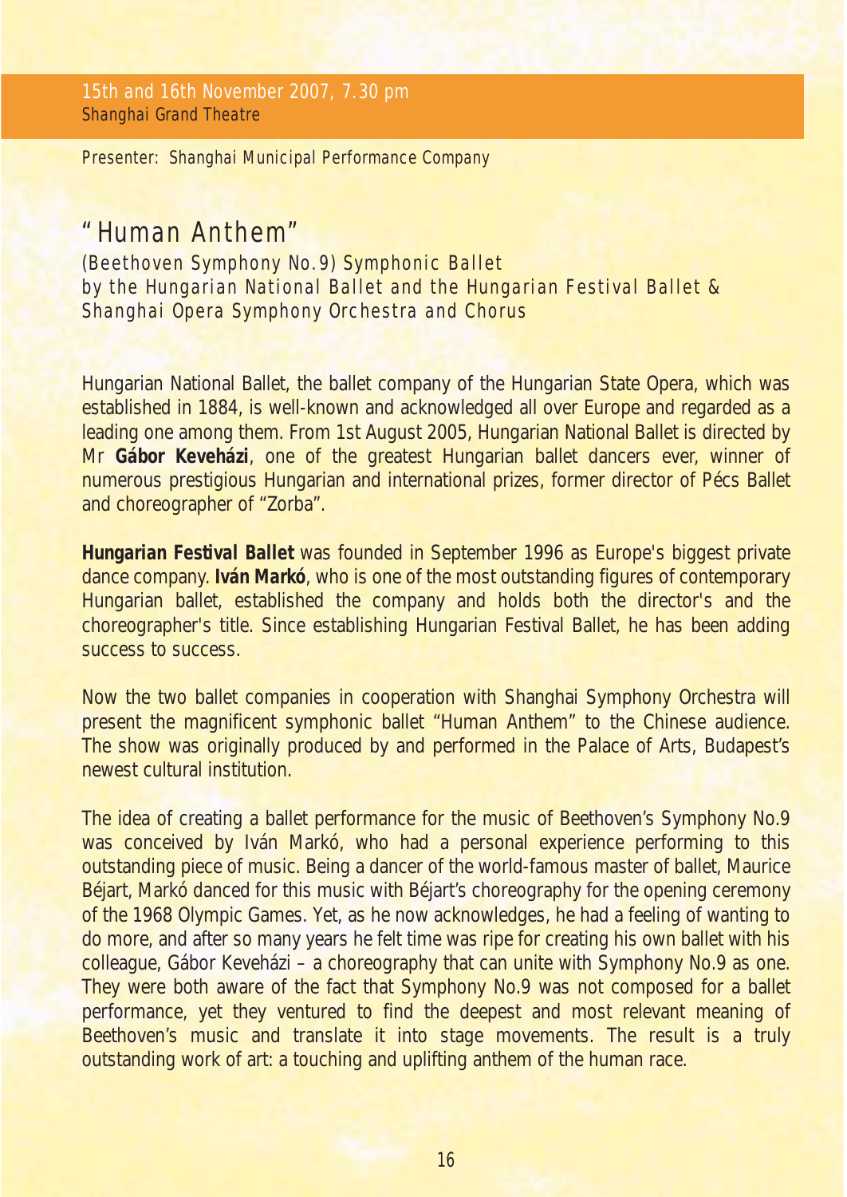15th and 16th November 2007, 7.30 pm
Shanghai Grand Theatre

Presenter: Shanghai Municipal Performance Company

# "Human Anthem"

(Beethoven Symphony No.9) Symphonic Ballet
by the Hungarian National Ballet and the Hungarian Festival Ballet &
Shanghai Opera Symphony Orchestra and Chorus

Hungarian National Ballet, the ballet company of the Hungarian State Opera, which was established in 1884, is well-known and acknowledged all over Europe and regarded as a leading one among them. From 1st August 2005, Hungarian National Ballet is directed by Mr **Gábor Keveházi**, one of the greatest Hungarian ballet dancers ever, winner of numerous prestigious Hungarian and international prizes, former director of Pécs Ballet and choreographer of "Zorba".

**Hungarian Festival Ballet** was founded in September 1996 as Europe's biggest private dance company. **Iván Markó**, who is one of the most outstanding figures of contemporary Hungarian ballet, established the company and holds both the director's and the choreographer's title. Since establishing Hungarian Festival Ballet, he has been adding success to success.

Now the two ballet companies in cooperation with Shanghai Symphony Orchestra will present the magnificent symphonic ballet "Human Anthem" to the Chinese audience. The show was originally produced by and performed in the Palace of Arts, Budapest's newest cultural institution.

The idea of creating a ballet performance for the music of Beethoven's Symphony No.9 was conceived by Iván Markó, who had a personal experience performing to this outstanding piece of music. Being a dancer of the world-famous master of ballet, Maurice Béjart, Markó danced for this music with Béjart's choreography for the opening ceremony of the 1968 Olympic Games. Yet, as he now acknowledges, he had a feeling of wanting to do more, and after so many years he felt time was ripe for creating his own ballet with his colleague, Gábor Keveházi – a choreography that can unite with Symphony No.9 as one. They were both aware of the fact that Symphony No.9 was not composed for a ballet performance, yet they ventured to find the deepest and most relevant meaning of Beethoven's music and translate it into stage movements. The result is a truly outstanding work of art: a touching and uplifting anthem of the human race.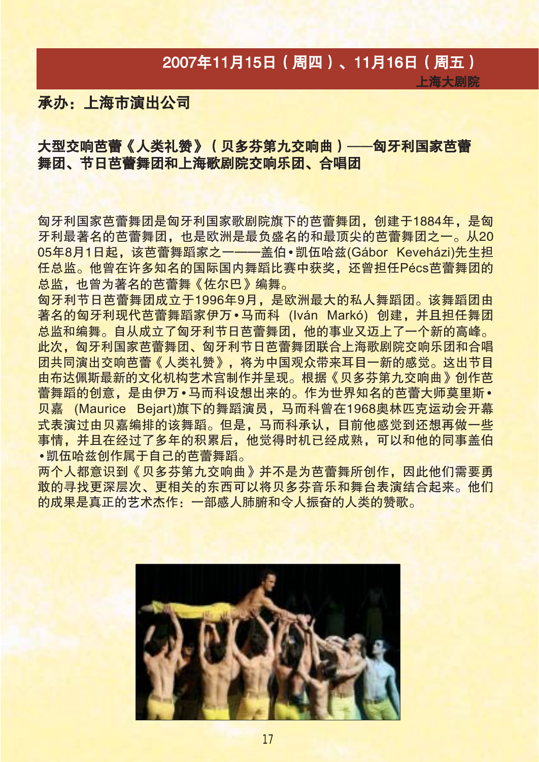**2007年11月15日（周四）、11月16日（周五）**

**上海大剧院**

**承办：上海市演出公司**

## 大型交响芭蕾《人类礼赞》（贝多芬第九交响曲）——匈牙利国家芭蕾舞团、节日芭蕾舞团和上海歌剧院交响乐团、合唱团

匈牙利国家芭蕾舞团是匈牙利国家歌剧院旗下的芭蕾舞团，创建于1884年，是匈牙利最著名的芭蕾舞团，也是欧洲最负盛名的和最顶尖的芭蕾舞团之一。从2005年8月1日起，该芭蕾舞蹈家之一——盖伯•凯伍哈兹(Gábor Keveházi)先生担任总监。他曾在许多知名的国际国内舞蹈比赛中获奖，还曾担任Pécs芭蕾舞团的总监，也曾为著名的芭蕾舞《佐尔巴》编舞。

匈牙利节日芭蕾舞团成立于1996年9月，是欧洲最大的私人舞蹈团。该舞蹈团由著名的匈牙利现代芭蕾舞蹈家伊万•马而科 (Iván Markó) 创建，并且担任舞团总监和编舞。自从成立了匈牙利节日芭蕾舞团，他的事业又迈上了一个新的高峰。

此次，匈牙利国家芭蕾舞团、匈牙利节日芭蕾舞团联合上海歌剧院交响乐团和合唱团共同演出交响芭蕾《人类礼赞》，将为中国观众带来耳目一新的感觉。这出节目由布达佩斯最新的文化机构艺术宫制作并呈现。根据《贝多芬第九交响曲》创作芭蕾舞蹈的创意，是由伊万•马而科设想出来的。作为世界知名的芭蕾大师莫里斯•贝嘉 (Maurice Bejart)旗下的舞蹈演员，马而科曾在1968奥林匹克运动会开幕式表演过由贝嘉编排的该舞蹈。但是，马而科承认，目前他感觉到还想再做一些事情，并且在经过了多年的积累后，他觉得时机已经成熟，可以和他的同事盖伯•凯伍哈兹创作属于自己的芭蕾舞蹈。

两个人都意识到《贝多芬第九交响曲》并不是为芭蕾舞所创作，因此他们需要勇敢的寻找更深层次、更相关的东西可以将贝多芬音乐和舞台表演结合起来。他们的成果是真正的艺术杰作：一部感人肺腑和令人振奋的人类的赞歌。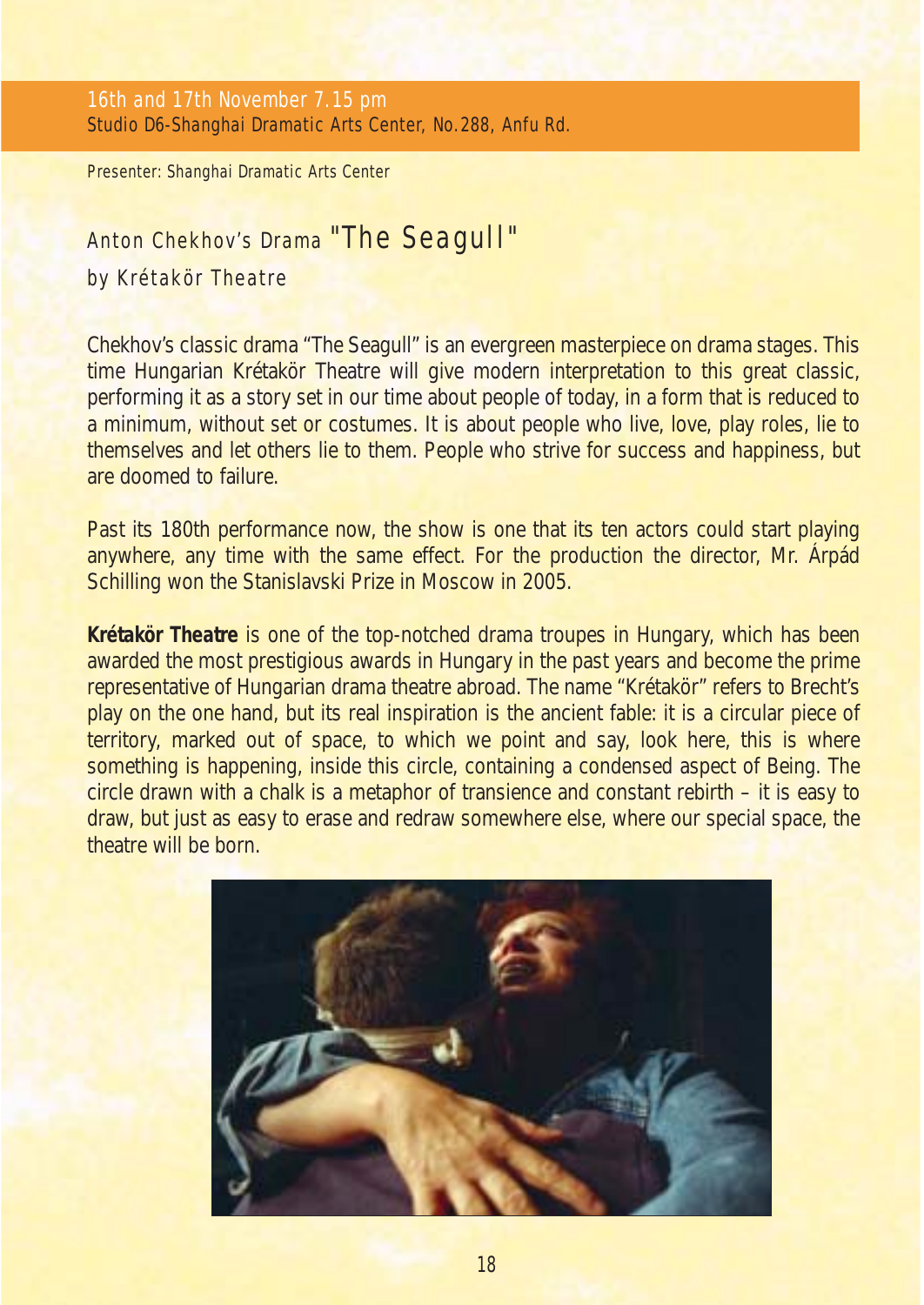16th and 17th November 7.15 pm
Studio D6-Shanghai Dramatic Arts Center, No.288, Anfu Rd.

Presenter: Shanghai Dramatic Arts Center

# Anton Chekhov's Drama "The Seagull"

by Krétakör Theatre

Chekhov's classic drama "The Seagull" is an evergreen masterpiece on drama stages. This time Hungarian Krétakör Theatre will give modern interpretation to this great classic, performing it as a story set in our time about people of today, in a form that is reduced to a minimum, without set or costumes. It is about people who live, love, play roles, lie to themselves and let others lie to them. People who strive for success and happiness, but are doomed to failure.

Past its 180th performance now, the show is one that its ten actors could start playing anywhere, any time with the same effect. For the production the director, Mr. Árpád Schilling won the Stanislavski Prize in Moscow in 2005.

**Krétakör Theatre** is one of the top-notched drama troupes in Hungary, which has been awarded the most prestigious awards in Hungary in the past years and become the prime representative of Hungarian drama theatre abroad. The name "Krétakör" refers to Brecht's play on the one hand, but its real inspiration is the ancient fable: it is a circular piece of territory, marked out of space, to which we point and say, look here, this is where something is happening, inside this circle, containing a condensed aspect of Being. The circle drawn with a chalk is a metaphor of transience and constant rebirth – it is easy to draw, but just as easy to erase and redraw somewhere else, where our special space, the theatre will be born.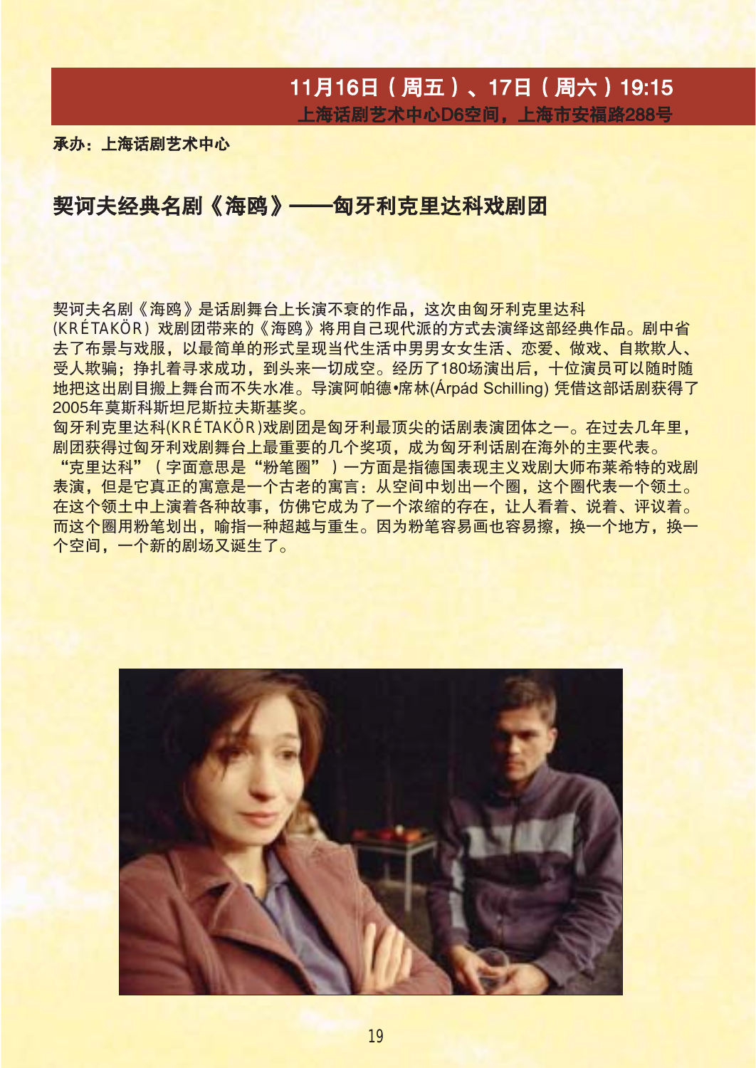**11月16日（周五）、17日（周六）19:15**
**上海话剧艺术中心D6空间，上海市安福路288号**

**承办：上海话剧艺术中心**

## 契诃夫经典名剧《海鸥》——匈牙利克里达科戏剧团

契诃夫名剧《海鸥》是话剧舞台上长演不衰的作品，这次由匈牙利克里达科(KRÉTAKÖR) 戏剧团带来的《海鸥》将用自己现代派的方式去演绎这部经典作品。剧中省去了布景与戏服，以最简单的形式呈现当代生活中男男女女生活、恋爱、做戏、自欺欺人、受人欺骗；挣扎着寻求成功，到头来一切成空。经历了180场演出后，十位演员可以随时随地把这出剧目搬上舞台而不失水准。导演阿帕德•席林(Árpád Schilling) 凭借这部话剧获得了2005年莫斯科斯坦尼斯拉夫斯基奖。
匈牙利克里达科(KRÉTAKÖR)戏剧团是匈牙利最顶尖的话剧表演团体之一。在过去几年里，剧团获得过匈牙利戏剧舞台上最重要的几个奖项，成为匈牙利话剧在海外的主要代表。
"克里达科"（字面意思是"粉笔圈"）一方面是指德国表现主义戏剧大师布莱希特的戏剧表演，但是它真正的寓意是一个古老的寓言：从空间中划出一个圈，这个圈代表一个领土。在这个领土中上演着各种故事，仿佛它成为了一个浓缩的存在，让人看着、说着、评议着。而这个圈用粉笔划出，喻指一种超越与重生。因为粉笔容易画也容易擦，换一个地方，换一个空间，一个新的剧场又诞生了。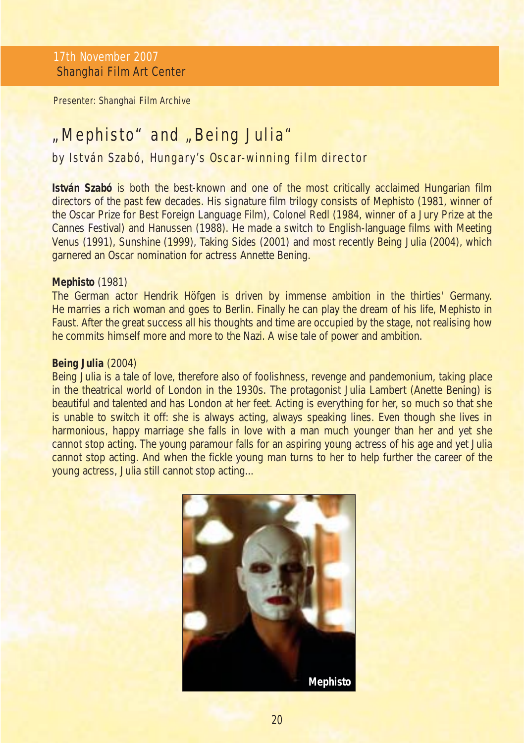17th November 2007
Shanghai Film Art Center

Presenter: Shanghai Film Archive

# „Mephisto" and „Being Julia"

## by István Szabó, Hungary's Oscar-winning film director

**István Szabó** is both the best-known and one of the most critically acclaimed Hungarian film directors of the past few decades. His signature film trilogy consists of Mephisto (1981, winner of the Oscar Prize for Best Foreign Language Film), Colonel Redl (1984, winner of a Jury Prize at the Cannes Festival) and Hanussen (1988). He made a switch to English-language films with Meeting Venus (1991), Sunshine (1999), Taking Sides (2001) and most recently Being Julia (2004), which garnered an Oscar nomination for actress Annette Bening.

**Mephisto** (1981)
The German actor Hendrik Höfgen is driven by immense ambition in the thirties' Germany. He marries a rich woman and goes to Berlin. Finally he can play the dream of his life, Mephisto in Faust. After the great success all his thoughts and time are occupied by the stage, not realising how he commits himself more and more to the Nazi. A wise tale of power and ambition.

**Being Julia** (2004)
Being Julia is a tale of love, therefore also of foolishness, revenge and pandemonium, taking place in the theatrical world of London in the 1930s. The protagonist Julia Lambert (Anette Bening) is beautiful and talented and has London at her feet. Acting is everything for her, so much so that she is unable to switch it off: she is always acting, always speaking lines. Even though she lives in harmonious, happy marriage she falls in love with a man much younger than her and yet she cannot stop acting. The young paramour falls for an aspiring young actress of his age and yet Julia cannot stop acting. And when the fickle young man turns to her to help further the career of the young actress, Julia still cannot stop acting...

Mephisto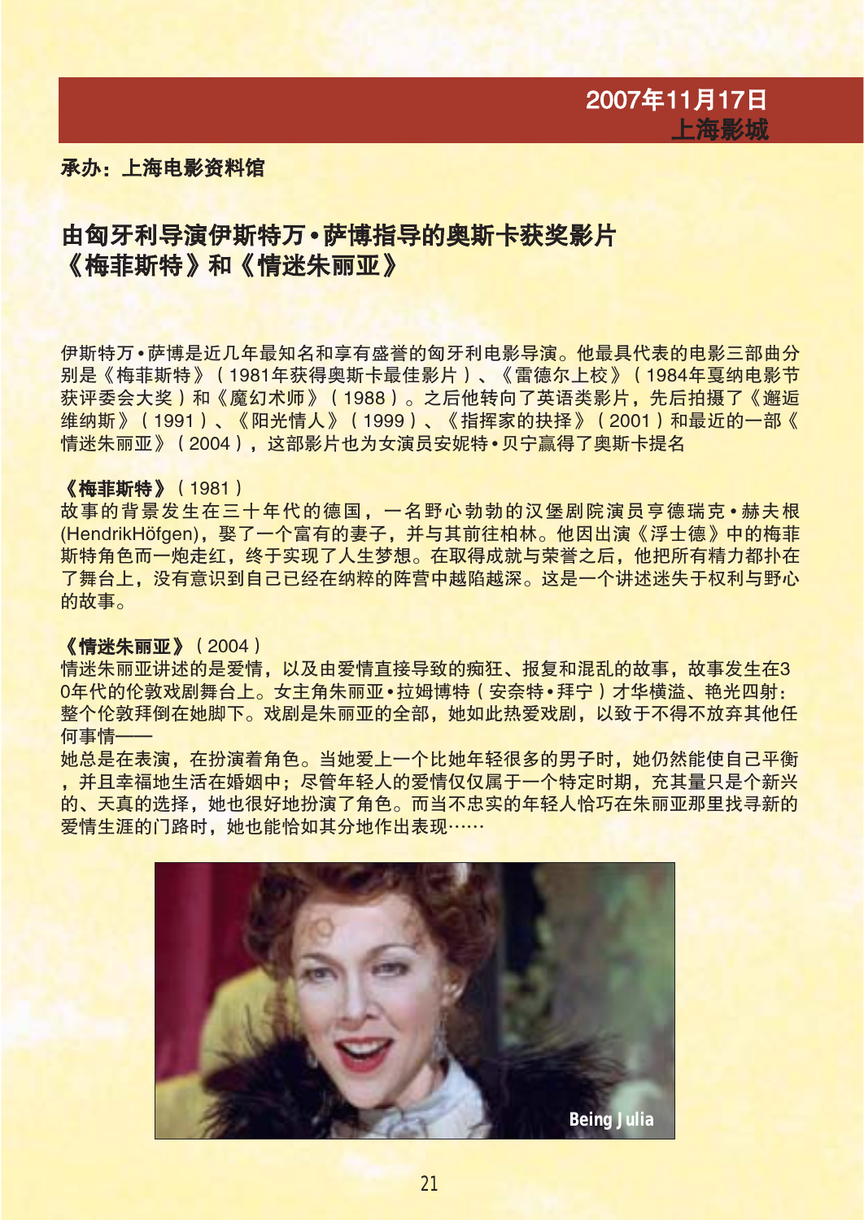2007年11月17日
上海影城

**承办：上海电影资料馆**

## 由匈牙利导演伊斯特万•萨博指导的奥斯卡获奖影片《梅菲斯特》和《情迷朱丽亚》

伊斯特万•萨博是近几年最知名和享有盛誉的匈牙利电影导演。他最具代表的电影三部曲分别是《梅菲斯特》（1981年获得奥斯卡最佳影片）、《雷德尔上校》（1984年戛纳电影节获评委会大奖）和《魔幻术师》（1988）。之后他转向了英语类影片，先后拍摄了《邂逅维纳斯》（1991）、《阳光情人》（1999）、《指挥家的抉择》（2001）和最近的一部《情迷朱丽亚》（2004），这部影片也为女演员安妮特•贝宁赢得了奥斯卡提名

**《梅菲斯特》**（1981）
故事的背景发生在三十年代的德国，一名野心勃勃的汉堡剧院演员亨德瑞克•赫夫根(HendrikHöfgen)，娶了一个富有的妻子，并与其前往柏林。他因出演《浮士德》中的梅菲斯特角色而一炮走红，终于实现了人生梦想。在取得成就与荣誉之后，他把所有精力都扑在了舞台上，没有意识到自己已经在纳粹的阵营中越陷越深。这是一个讲述迷失于权利与野心的故事。

**《情迷朱丽亚》**（2004）
情迷朱丽亚讲述的是爱情，以及由爱情直接导致的痴狂、报复和混乱的故事，故事发生在30年代的伦敦戏剧舞台上。女主角朱丽亚•拉姆博特（安奈特•拜宁）才华横溢、艳光四射：整个伦敦拜倒在她脚下。戏剧是朱丽亚的全部，她如此热爱戏剧，以致于不得不放弃其他任何事情——
她总是在表演，在扮演着角色。当她爱上一个比她年轻很多的男子时，她仍然能使自己平衡，并且幸福地生活在婚姻中；尽管年轻人的爱情仅仅属于一个特定时期，充其量只是个新兴的、天真的选择，她也很好地扮演了角色。而当不忠实的年轻人恰巧在朱丽亚那里找寻新的爱情生涯的门路时，她也能恰如其分地作出表现……

Being Julia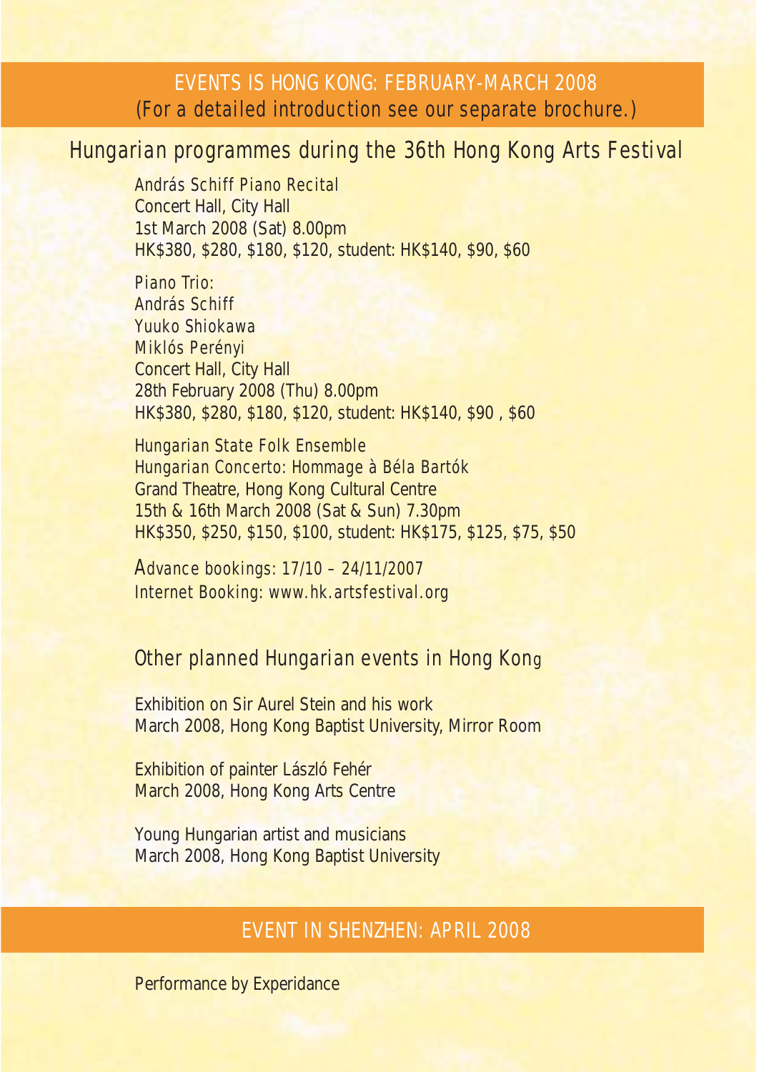## EVENTS IS HONG KONG: FEBRUARY-MARCH 2008
(For a detailed introduction see our separate brochure.)

### Hungarian programmes during the 36th Hong Kong Arts Festival

András Schiff Piano Recital
Concert Hall, City Hall
1st March 2008 (Sat) 8.00pm
HK$380, $280, $180, $120, student: HK$140, $90, $60

Piano Trio:
András Schiff
Yuuko Shiokawa
Miklós Perényi
Concert Hall, City Hall
28th February 2008 (Thu) 8.00pm
HK$380, $280, $180, $120, student: HK$140, $90 , $60

Hungarian State Folk Ensemble
Hungarian Concerto: Hommage à Béla Bartók
Grand Theatre, Hong Kong Cultural Centre
15th & 16th March 2008 (Sat & Sun) 7.30pm
HK$350, $250, $150, $100, student: HK$175, $125, $75, $50

Advance bookings: 17/10 – 24/11/2007
Internet Booking: www.hk.artsfestival.org

### Other planned Hungarian events in Hong Kong

Exhibition on Sir Aurel Stein and his work
March 2008, Hong Kong Baptist University, Mirror Room

Exhibition of painter László Fehér
March 2008, Hong Kong Arts Centre

Young Hungarian artist and musicians
March 2008, Hong Kong Baptist University

## EVENT IN SHENZHEN: APRIL 2008

Performance by Experidance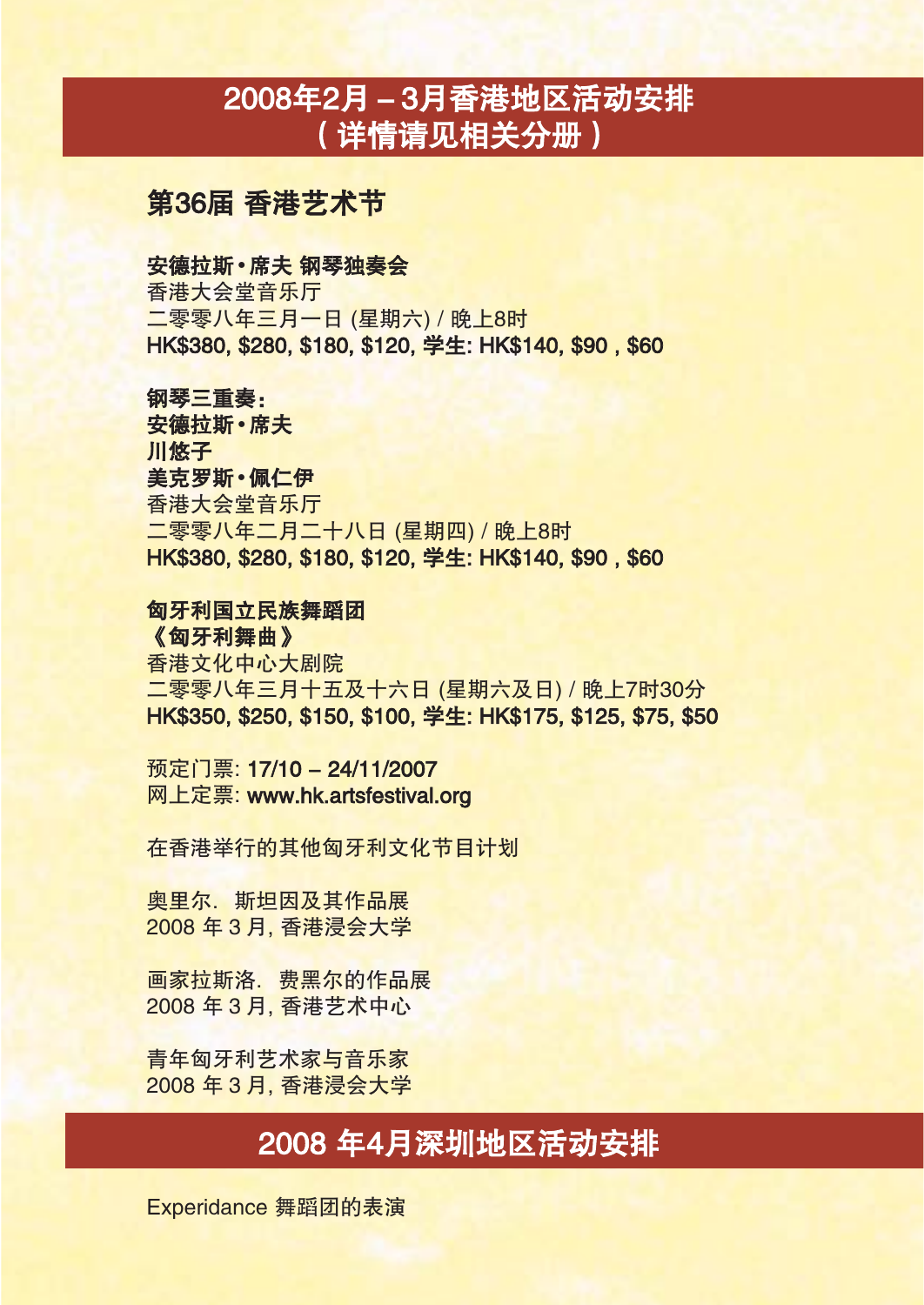# 2008年2月 – 3月香港地区活动安排
# （详情请见相关分册）

## 第36届 香港艺术节

**安德拉斯•席夫 钢琴独奏会**
香港大会堂音乐厅
二零零八年三月一日 (星期六) / 晚上8时
**HK$380, $280, $180, $120, 学生: HK$140, $90 , $60**

**钢琴三重奏：**
**安德拉斯•席夫**
**川悠子**
**美克罗斯•佩仁伊**
香港大会堂音乐厅
二零零八年二月二十八日 (星期四) / 晚上8时
**HK$380, $280, $180, $120, 学生: HK$140, $90 , $60**

**匈牙利国立民族舞蹈团**
**《匈牙利舞曲》**
香港文化中心大剧院
二零零八年三月十五及十六日 (星期六及日) / 晚上7时30分
**HK$350, $250, $150, $100, 学生: HK$175, $125, $75, $50**

预定门票: **17/10 – 24/11/2007**
网上定票: **www.hk.artsfestival.org**

在香港举行的其他匈牙利文化节目计划

奥里尔．斯坦因及其作品展
2008 年 3 月, 香港浸会大学

画家拉斯洛．费黑尔的作品展
2008 年 3 月, 香港艺术中心

青年匈牙利艺术家与音乐家
2008 年 3 月, 香港浸会大学

# 2008 年4月深圳地区活动安排

Experidance 舞蹈团的表演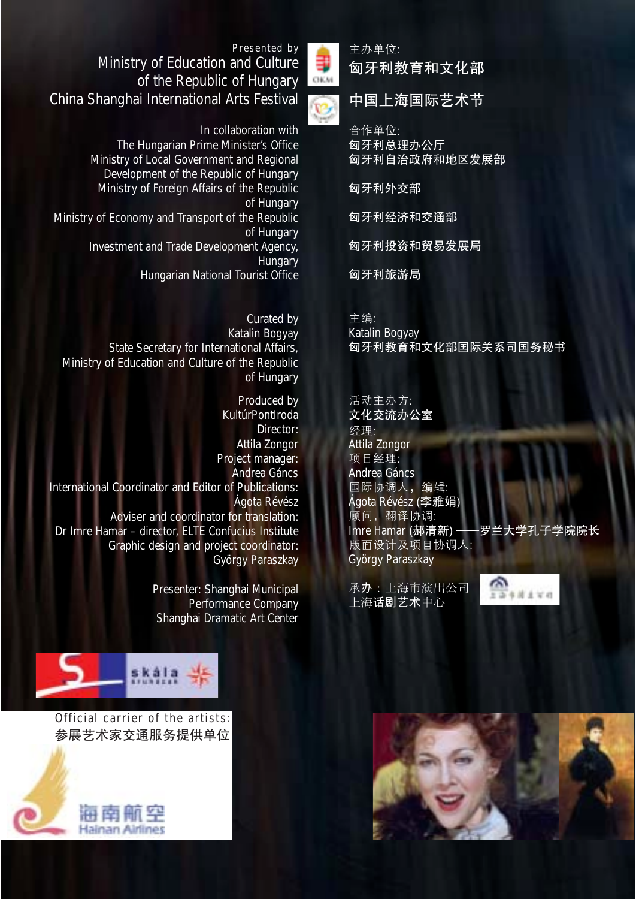Presented by
Ministry of Education and Culture of the Republic of Hungary
China Shanghai International Arts Festival

主办单位:
匈牙利教育和文化部
中国上海国际艺术节

In collaboration with
The Hungarian Prime Minister's Office
Ministry of Local Government and Regional Development of the Republic of Hungary
Ministry of Foreign Affairs of the Republic of Hungary
Ministry of Economy and Transport of the Republic of Hungary
Investment and Trade Development Agency, Hungary
Hungarian National Tourist Office

合作单位:
匈牙利总理办公厅
匈牙利自治政府和地区发展部
匈牙利外交部
匈牙利经济和交通部
匈牙利投资和贸易发展局
匈牙利旅游局

Curated by
Katalin Bogyay
State Secretary for International Affairs, Ministry of Education and Culture of the Republic of Hungary

主编:
Katalin Bogyay
匈牙利教育和文化部国际关系司国务秘书

Produced by
KultúrPontIroda
Director:
Attila Zongor
Project manager:
Andrea Gáncs
International Coordinator and Editor of Publications:
Ágota Révész
Adviser and coordinator for translation:
Dr Imre Hamar – director, ELTE Confucius Institute
Graphic design and project coordinator:
György Paraszkay

活动主办方:
文化交流办公室
经理:
Attila Zongor
项目经理:
Andrea Gáncs
国际协调人，编辑:
Ágota Révész (李雅娟)
顾问，翻译协调:
Imre Hamar (郝清新) ——罗兰大学孔子学院院长
版面设计及项目协调人:
György Paraszkay

Presenter: Shanghai Municipal Performance Company
Shanghai Dramatic Art Center

承办：上海市演出公司
上海话剧艺术中心

Official carrier of the artists:
参展艺术家交通服务提供单位